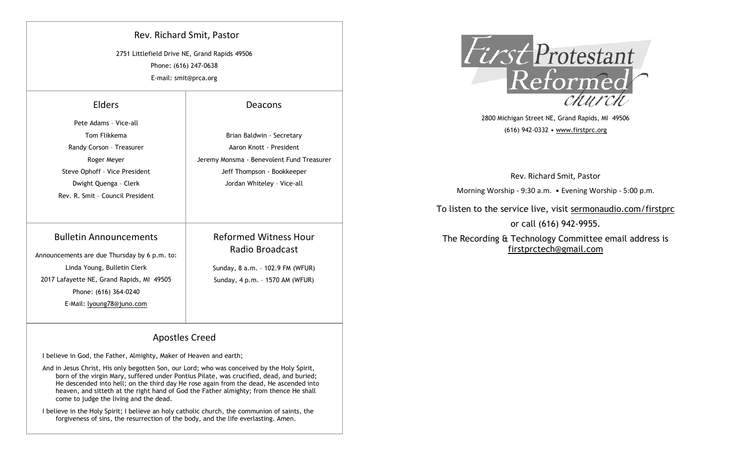## Rev. Richard Smit, Pastor

2751 Littlefield Drive NE, Grand Rapids 49506

Phone: (616) 247-0638

E-mail: smit@prca.org

### Elders

Pete Adams – Vice-all

Tom Flikkema

Randy Corson – Treasurer

Roger Meyer

Steve Ophoff – Vice President

Dwight Quenga – Clerk

Rev. R. Smit – Council President

### Deacons

Brian Baldwin - Secretary

Aaron Knott - President

Jeremy Monsma - Benevolent Fund Treasurer

Jeff Thompson - Bookkeeper

Jordan Whiteley – Vice-all

### Bulletin Announcements

Announcements are due Thursday by 6 p.m. to:

Linda Young, Bulletin Clerk

2017 Lafayette NE, Grand Rapids, MI 49505

Phone: (616) 364-0240

E-Mail: lyoung78@juno.com

### Reformed Witness Hour Radio Broadcast

Sunday, 8 a.m. – 102.9 FM (WFUR)

Sunday, 4 p.m. – 1570 AM (WFUR)

### Apostles Creed

I believe in God, the Father, Almighty, Maker of Heaven and earth;

And in Jesus Christ, His only begotten Son, our Lord; who was conceived by the Holy Spirit, born of the virgin Mary, suffered under Pontius Pilate, was crucified, dead, and buried; He descended into hell; on the third day He rose again from the dead, He ascended into heaven, and sitteth at the right hand of God the Father almighty; from thence He shall come to judge the living and the dead.

I believe in the Holy Spirit; I believe an holy catholic church, the communion of saints, the forgiveness of sins, the resurrection of the body, and the life everlasting. Amen.

# First Protestant Reformed church

2800 Michigan Street NE, Grand Rapids, MI 49506

(616) 942-0332 • www.firstprc.org

Rev. Richard Smit, Pastor

Morning Worship - 9:30 a.m. • Evening Worship - 5:00 p.m.

To listen to the service live, visit sermonaudio.com/firstprc

or call (616) 942-9955.

The Recording & Technology Committee email address is firstprctech@gmail.com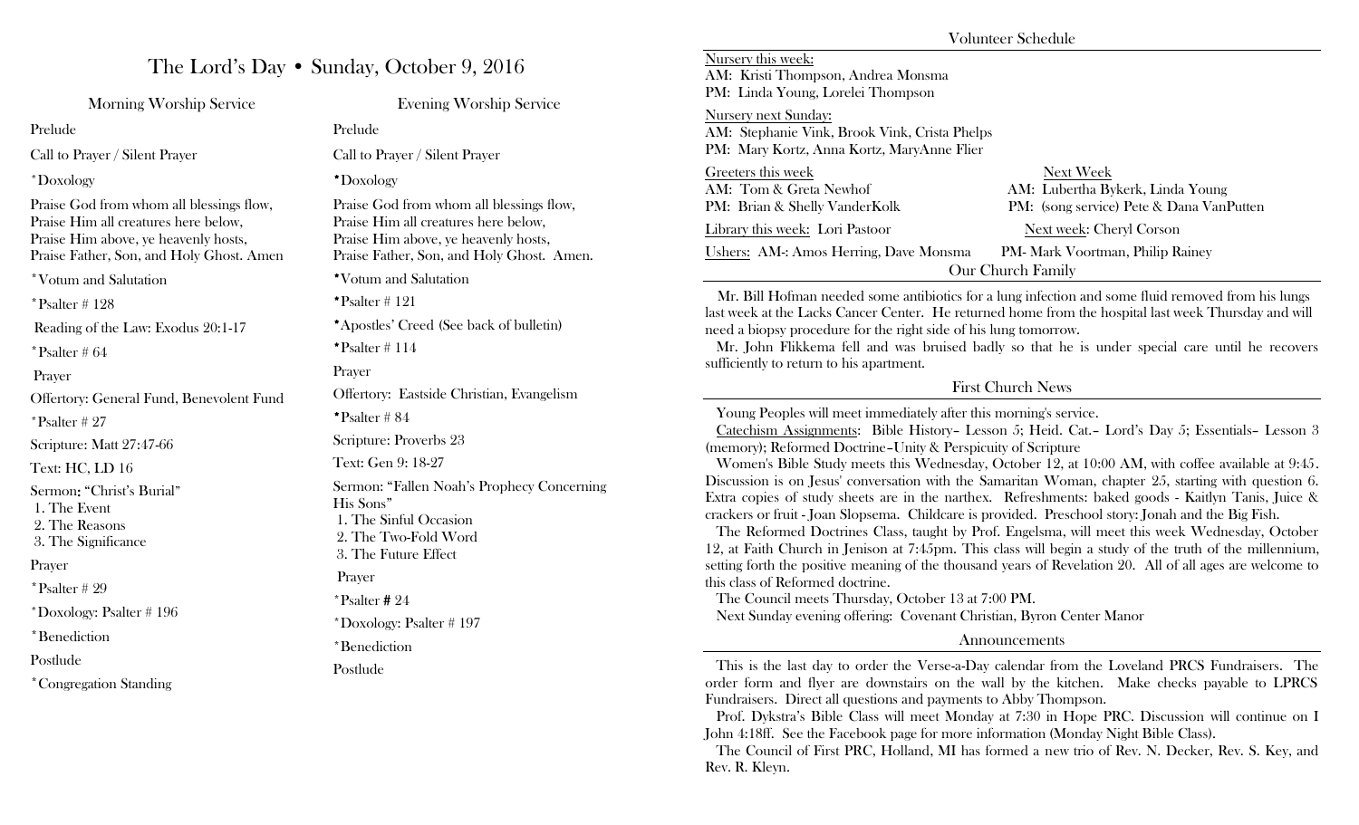# The Lord's Day • Sunday, October 9, 2016

## Morning Worship Service

Prelude

Call to Prayer / Silent Prayer

*Doxology

Praise God from whom all blessings flow,
Praise Him all creatures here below,
Praise Him above, ye heavenly hosts,
Praise Father, Son, and Holy Ghost. Amen

*Votum and Salutation

*Psalter # 128

Reading of the Law: Exodus 20:1-17

*Psalter # 64

Prayer

Offertory: General Fund, Benevolent Fund

*Psalter # 27

Scripture: Matt 27:47-66

Text: HC, LD 16

Sermon: "Christ's Burial"
1. The Event
2. The Reasons
3. The Significance

Prayer

*Psalter # 29

*Doxology: Psalter # 196

*Benediction

Postlude

*Congregation Standing

## Evening Worship Service

Prelude

Call to Prayer / Silent Prayer

*Doxology

Praise God from whom all blessings flow,
Praise Him all creatures here below,
Praise Him above, ye heavenly hosts,
Praise Father, Son, and Holy Ghost. Amen.

*Votum and Salutation

*Psalter # 121

*Apostles' Creed (See back of bulletin)

*Psalter # 114

Prayer

Offertory: Eastside Christian, Evangelism

*Psalter # 84

Scripture: Proverbs 23

Text: Gen 9: 18-27

Sermon: "Fallen Noah's Prophecy Concerning His Sons"
1. The Sinful Occasion
2. The Two-Fold Word
3. The Future Effect

Prayer

*Psalter # 24

*Doxology: Psalter # 197

*Benediction

Postlude

## Volunteer Schedule

Nursery this week:
AM: Kristi Thompson, Andrea Monsma
PM: Linda Young, Lorelei Thompson

Nursery next Sunday:
AM: Stephanie Vink, Brook Vink, Crista Phelps
PM: Mary Kortz, Anna Kortz, MaryAnne Flier

Greeters this week
AM: Tom & Greta Newhof
PM: Brian & Shelly VanderKolk

Next Week
AM: Lubertha Bykerk, Linda Young
PM: (song service) Pete & Dana VanPutten

Library this week: Lori Pastoor — Next week: Cheryl Corson

Ushers: AM-: Amos Herring, Dave Monsma — PM- Mark Voortman, Philip Rainey

## Our Church Family

Mr. Bill Hofman needed some antibiotics for a lung infection and some fluid removed from his lungs last week at the Lacks Cancer Center. He returned home from the hospital last week Thursday and will need a biopsy procedure for the right side of his lung tomorrow.

Mr. John Flikkema fell and was bruised badly so that he is under special care until he recovers sufficiently to return to his apartment.

## First Church News

Young Peoples will meet immediately after this morning's service.

Catechism Assignments: Bible History– Lesson 5; Heid. Cat.– Lord's Day 5; Essentials– Lesson 3 (memory); Reformed Doctrine–Unity & Perspicuity of Scripture

Women's Bible Study meets this Wednesday, October 12, at 10:00 AM, with coffee available at 9:45. Discussion is on Jesus' conversation with the Samaritan Woman, chapter 25, starting with question 6. Extra copies of study sheets are in the narthex. Refreshments: baked goods - Kaitlyn Tanis, Juice & crackers or fruit - Joan Slopsema. Childcare is provided. Preschool story: Jonah and the Big Fish.

The Reformed Doctrines Class, taught by Prof. Engelsma, will meet this week Wednesday, October 12, at Faith Church in Jenison at 7:45pm. This class will begin a study of the truth of the millennium, setting forth the positive meaning of the thousand years of Revelation 20. All of all ages are welcome to this class of Reformed doctrine.

The Council meets Thursday, October 13 at 7:00 PM.

Next Sunday evening offering: Covenant Christian, Byron Center Manor

## Announcements

This is the last day to order the Verse-a-Day calendar from the Loveland PRCS Fundraisers. The order form and flyer are downstairs on the wall by the kitchen. Make checks payable to LPRCS Fundraisers. Direct all questions and payments to Abby Thompson.

Prof. Dykstra's Bible Class will meet Monday at 7:30 in Hope PRC. Discussion will continue on I John 4:18ff. See the Facebook page for more information (Monday Night Bible Class).

The Council of First PRC, Holland, MI has formed a new trio of Rev. N. Decker, Rev. S. Key, and Rev. R. Kleyn.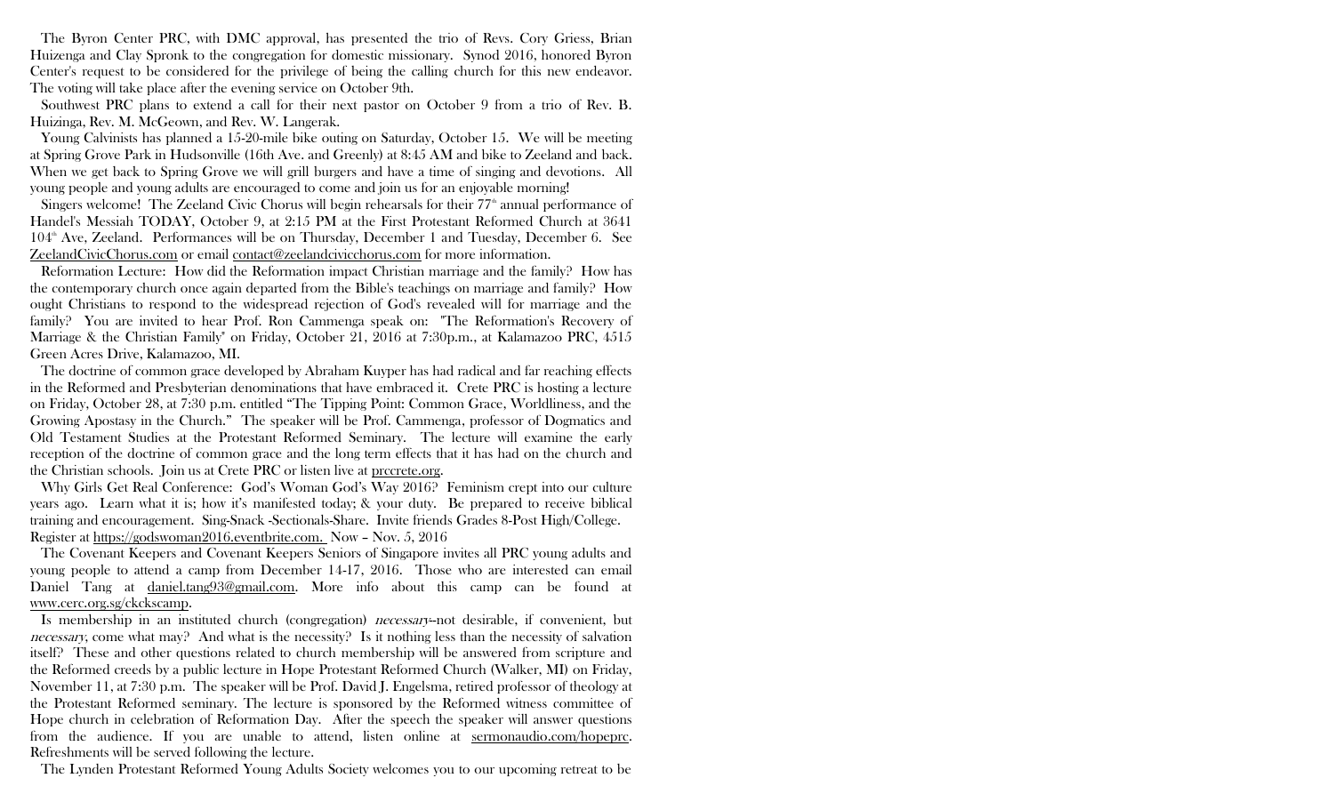The Byron Center PRC, with DMC approval, has presented the trio of Revs. Cory Griess, Brian Huizenga and Clay Spronk to the congregation for domestic missionary. Synod 2016, honored Byron Center's request to be considered for the privilege of being the calling church for this new endeavor. The voting will take place after the evening service on October 9th.

Southwest PRC plans to extend a call for their next pastor on October 9 from a trio of Rev. B. Huizinga, Rev. M. McGeown, and Rev. W. Langerak.

Young Calvinists has planned a 15-20-mile bike outing on Saturday, October 15. We will be meeting at Spring Grove Park in Hudsonville (16th Ave. and Greenly) at 8:45 AM and bike to Zeeland and back. When we get back to Spring Grove we will grill burgers and have a time of singing and devotions. All young people and young adults are encouraged to come and join us for an enjoyable morning!

Singers welcome! The Zeeland Civic Chorus will begin rehearsals for their 77th annual performance of Handel's Messiah TODAY, October 9, at 2:15 PM at the First Protestant Reformed Church at 3641 104th Ave, Zeeland. Performances will be on Thursday, December 1 and Tuesday, December 6. See ZeelandCivicChorus.com or email contact@zeelandcivicchorus.com for more information.

Reformation Lecture: How did the Reformation impact Christian marriage and the family? How has the contemporary church once again departed from the Bible's teachings on marriage and family? How ought Christians to respond to the widespread rejection of God's revealed will for marriage and the family? You are invited to hear Prof. Ron Cammenga speak on: "The Reformation's Recovery of Marriage & the Christian Family" on Friday, October 21, 2016 at 7:30p.m., at Kalamazoo PRC, 4515 Green Acres Drive, Kalamazoo, MI.

The doctrine of common grace developed by Abraham Kuyper has had radical and far reaching effects in the Reformed and Presbyterian denominations that have embraced it. Crete PRC is hosting a lecture on Friday, October 28, at 7:30 p.m. entitled "The Tipping Point: Common Grace, Worldliness, and the Growing Apostasy in the Church." The speaker will be Prof. Cammenga, professor of Dogmatics and Old Testament Studies at the Protestant Reformed Seminary. The lecture will examine the early reception of the doctrine of common grace and the long term effects that it has had on the church and the Christian schools. Join us at Crete PRC or listen live at prccrete.org.

Why Girls Get Real Conference: God's Woman God's Way 2016? Feminism crept into our culture years ago. Learn what it is; how it's manifested today; & your duty. Be prepared to receive biblical training and encouragement. Sing-Snack -Sectionals-Share. Invite friends Grades 8-Post High/College. Register at https://godswoman2016.eventbrite.com. Now – Nov. 5, 2016

The Covenant Keepers and Covenant Keepers Seniors of Singapore invites all PRC young adults and young people to attend a camp from December 14-17, 2016. Those who are interested can email Daniel Tang at daniel.tang93@gmail.com. More info about this camp can be found at www.cerc.org.sg/ckckscamp.

Is membership in an instituted church (congregation) *necessary*--not desirable, if convenient, but *necessary*, come what may? And what is the necessity? Is it nothing less than the necessity of salvation itself? These and other questions related to church membership will be answered from scripture and the Reformed creeds by a public lecture in Hope Protestant Reformed Church (Walker, MI) on Friday, November 11, at 7:30 p.m. The speaker will be Prof. David J. Engelsma, retired professor of theology at the Protestant Reformed seminary. The lecture is sponsored by the Reformed witness committee of Hope church in celebration of Reformation Day. After the speech the speaker will answer questions from the audience. If you are unable to attend, listen online at sermonaudio.com/hopeprc. Refreshments will be served following the lecture.

The Lynden Protestant Reformed Young Adults Society welcomes you to our upcoming retreat to be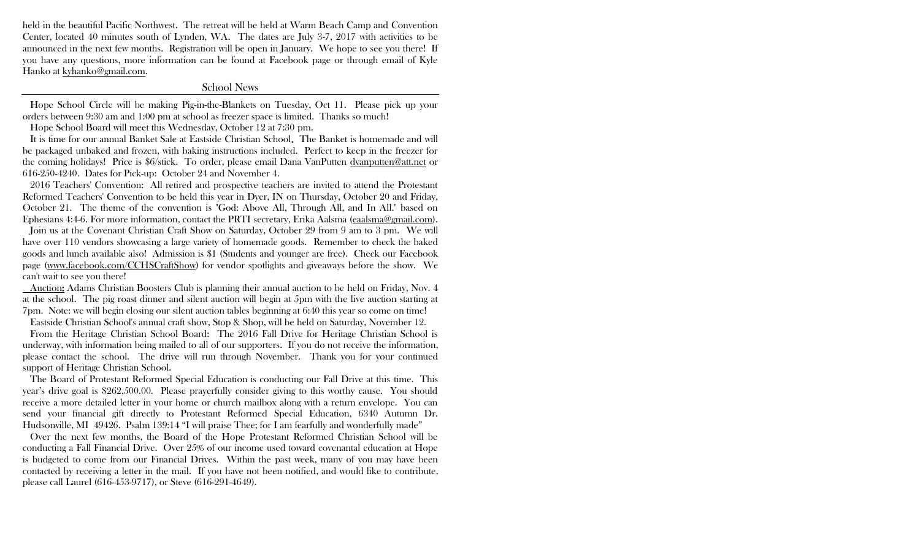held in the beautiful Pacific Northwest. The retreat will be held at Warm Beach Camp and Convention Center, located 40 minutes south of Lynden, WA. The dates are July 3-7, 2017 with activities to be announced in the next few months. Registration will be open in January. We hope to see you there! If you have any questions, more information can be found at Facebook page or through email of Kyle Hanko at kyhanko@gmail.com.

## School News

Hope School Circle will be making Pig-in-the-Blankets on Tuesday, Oct 11. Please pick up your orders between 9:30 am and 1:00 pm at school as freezer space is limited. Thanks so much!

Hope School Board will meet this Wednesday, October 12 at 7:30 pm.

It is time for our annual Banket Sale at Eastside Christian School. The Banket is homemade and will be packaged unbaked and frozen, with baking instructions included. Perfect to keep in the freezer for the coming holidays! Price is $6/stick. To order, please email Dana VanPutten dvanputten@att.net or 616-250-4240. Dates for Pick-up: October 24 and November 4.

2016 Teachers' Convention: All retired and prospective teachers are invited to attend the Protestant Reformed Teachers' Convention to be held this year in Dyer, IN on Thursday, October 20 and Friday, October 21. The theme of the convention is "God: Above All, Through All, and In All." based on Ephesians 4:4-6. For more information, contact the PRTI secretary, Erika Aalsma (eaalsma@gmail.com).

Join us at the Covenant Christian Craft Show on Saturday, October 29 from 9 am to 3 pm. We will have over 110 vendors showcasing a large variety of homemade goods. Remember to check the baked goods and lunch available also! Admission is $1 (Students and younger are free). Check our Facebook page (www.facebook.com/CCHSCraftShow) for vendor spotlights and giveaways before the show. We can't wait to see you there!

**Auction:** Adams Christian Boosters Club is planning their annual auction to be held on Friday, Nov. 4 at the school. The pig roast dinner and silent auction will begin at 5pm with the live auction starting at 7pm. Note: we will begin closing our silent auction tables beginning at 6:40 this year so come on time!

Eastside Christian School's annual craft show, Stop & Shop, will be held on Saturday, November 12.

From the Heritage Christian School Board: The 2016 Fall Drive for Heritage Christian School is underway, with information being mailed to all of our supporters. If you do not receive the information, please contact the school. The drive will run through November. Thank you for your continued support of Heritage Christian School.

The Board of Protestant Reformed Special Education is conducting our Fall Drive at this time. This year's drive goal is $262,500.00. Please prayerfully consider giving to this worthy cause. You should receive a more detailed letter in your home or church mailbox along with a return envelope. You can send your financial gift directly to Protestant Reformed Special Education, 6340 Autumn Dr. Hudsonville, MI 49426. Psalm 139:14 "I will praise Thee; for I am fearfully and wonderfully made"

Over the next few months, the Board of the Hope Protestant Reformed Christian School will be conducting a Fall Financial Drive. Over 25% of our income used toward covenantal education at Hope is budgeted to come from our Financial Drives. Within the past week, many of you may have been contacted by receiving a letter in the mail. If you have not been notified, and would like to contribute, please call Laurel (616-453-9717), or Steve (616-291-4649).